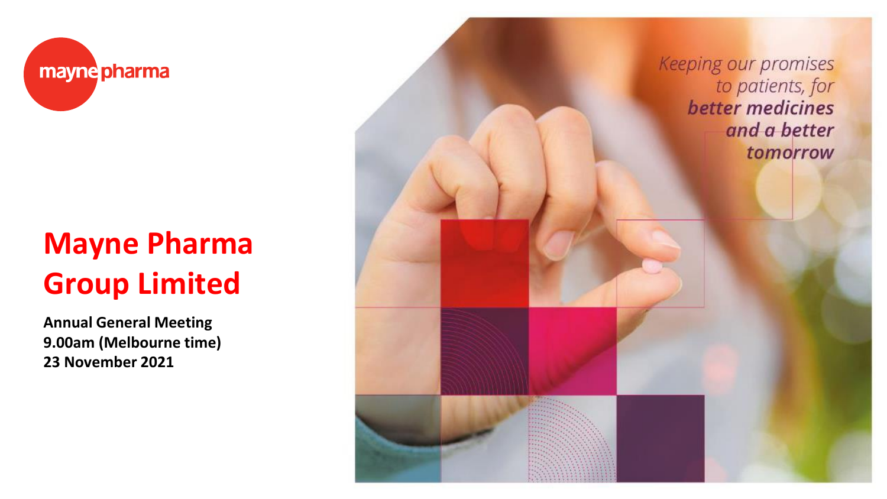mayne pharma

# Mayne Pharma Group Limited

**Annual General Meeting**
**9.00am (Melbourne time)**
**23 November 2021**

*Keeping our promises to patients, for* ***better medicines and a better tomorrow***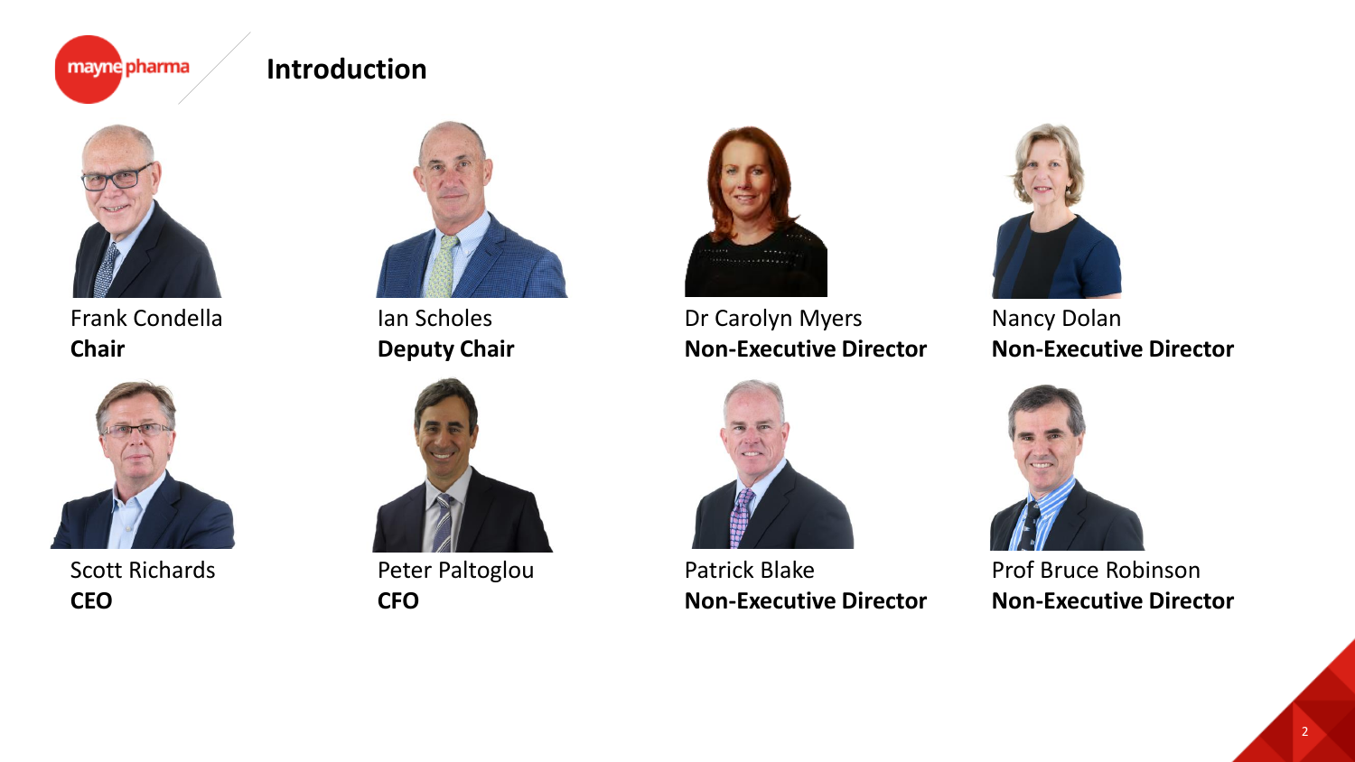# Introduction

Frank Condella
**Chair**

Ian Scholes
**Deputy Chair**

Dr Carolyn Myers
**Non-Executive Director**

Nancy Dolan
**Non-Executive Director**

Scott Richards
**CEO**

Peter Paltoglou
**CFO**

Patrick Blake
**Non-Executive Director**

Prof Bruce Robinson
**Non-Executive Director**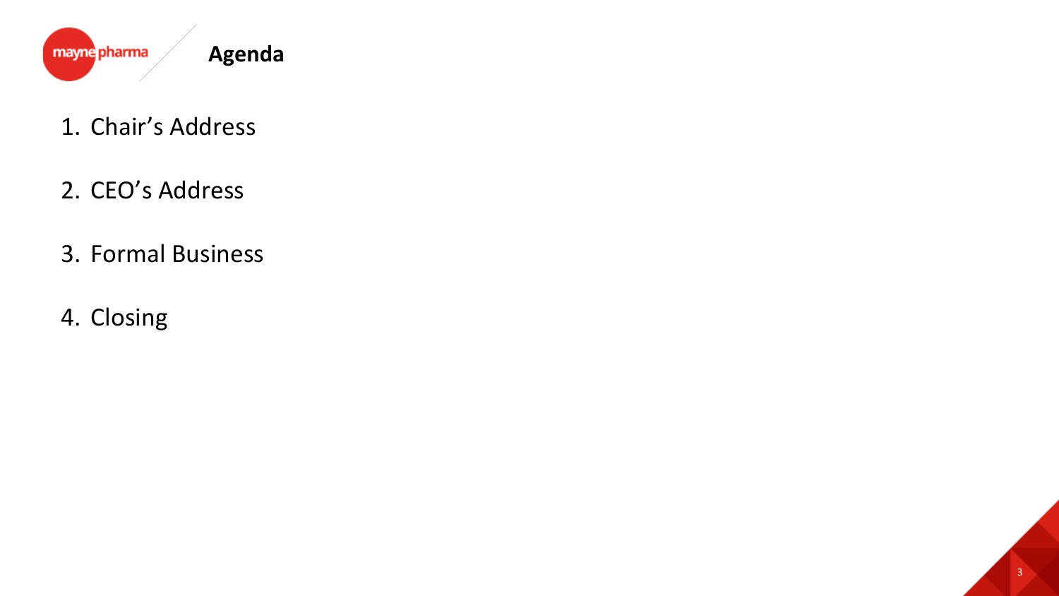# Agenda

1. Chair's Address
2. CEO's Address
3. Formal Business
4. Closing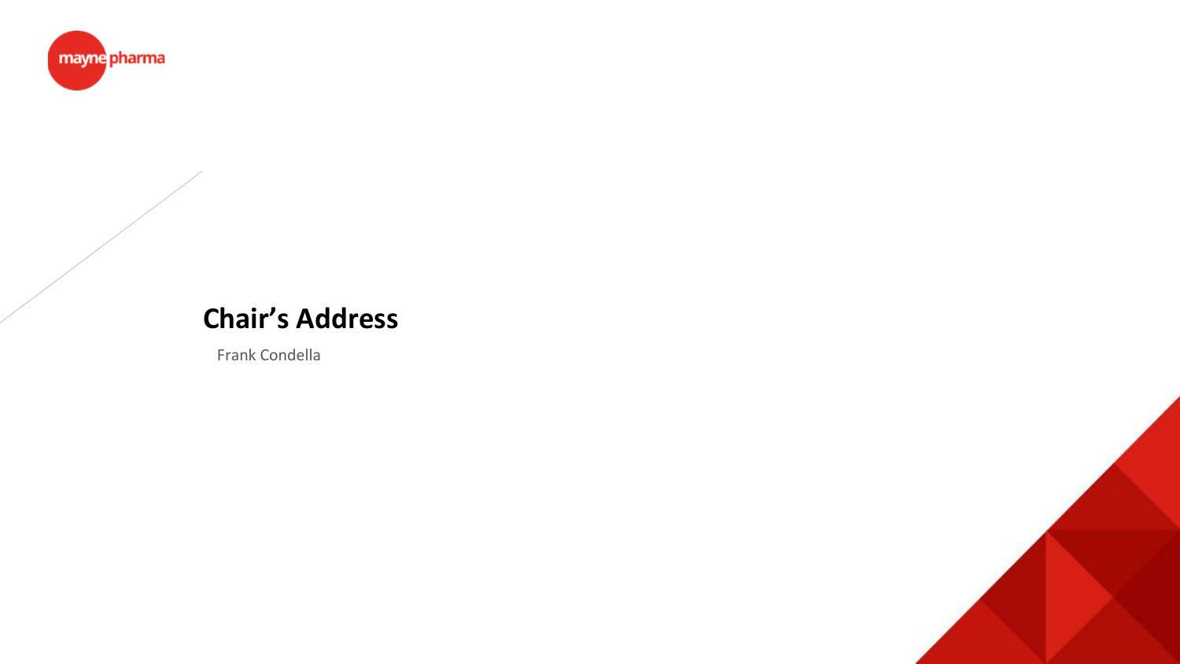# Chair's Address

Frank Condella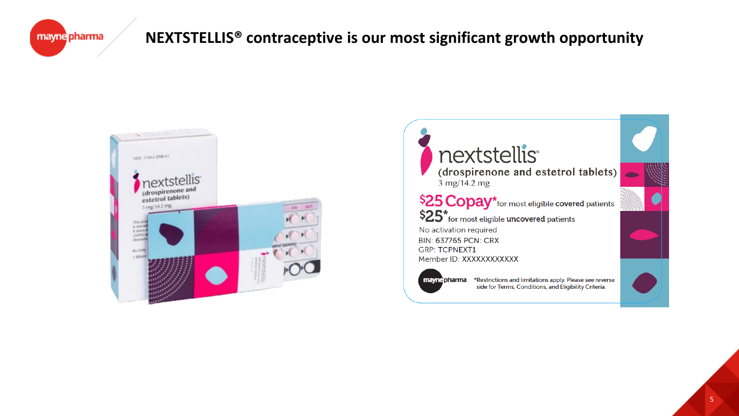# NEXTSTELLIS® contraceptive is our most significant growth opportunity

nextstellis®
(drospirenone and estetrol tablets)
3 mg/14.2 mg

$25 Copay* for most eligible covered patients

$25* for most eligible uncovered patients

No activation required

BIN: 637765 PCN: CRX

GRP: TCPNEXT1

Member ID: XXXXXXXXXXX

*Restrictions and limitations apply. Please see reverse side for Terms, Conditions, and Eligibility Criteria.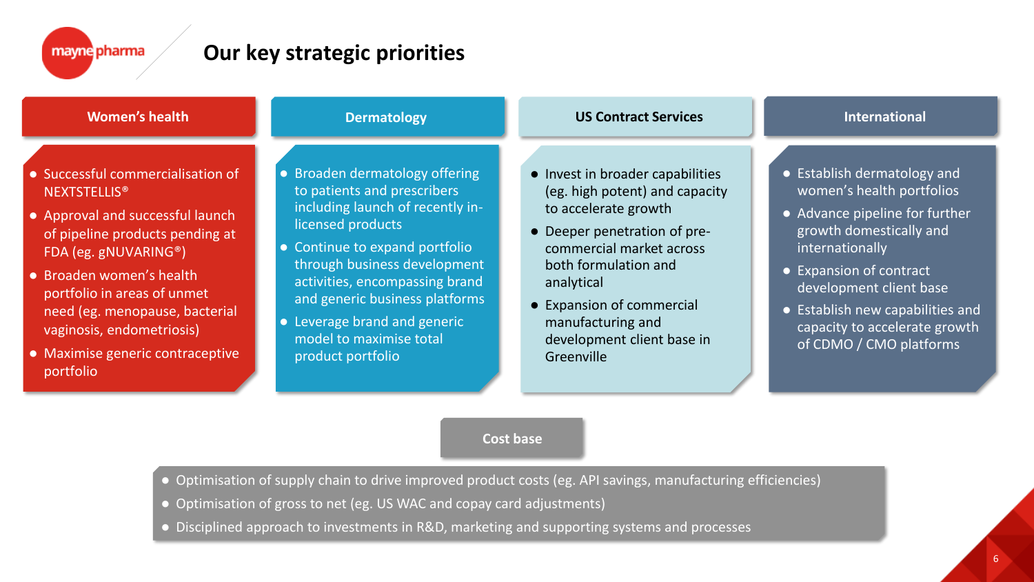# Our key strategic priorities

## Women's health

- Successful commercialisation of NEXTSTELLIS®
- Approval and successful launch of pipeline products pending at FDA (eg. gNUVARING®)
- Broaden women's health portfolio in areas of unmet need (eg. menopause, bacterial vaginosis, endometriosis)
- Maximise generic contraceptive portfolio

## Dermatology

- Broaden dermatology offering to patients and prescribers including launch of recently in-licensed products
- Continue to expand portfolio through business development activities, encompassing brand and generic business platforms
- Leverage brand and generic model to maximise total product portfolio

## US Contract Services

- Invest in broader capabilities (eg. high potent) and capacity to accelerate growth
- Deeper penetration of pre-commercial market across both formulation and analytical
- Expansion of commercial manufacturing and development client base in Greenville

## International

- Establish dermatology and women's health portfolios
- Advance pipeline for further growth domestically and internationally
- Expansion of contract development client base
- Establish new capabilities and capacity to accelerate growth of CDMO / CMO platforms

## Cost base

- Optimisation of supply chain to drive improved product costs (eg. API savings, manufacturing efficiencies)
- Optimisation of gross to net (eg. US WAC and copay card adjustments)
- Disciplined approach to investments in R&D, marketing and supporting systems and processes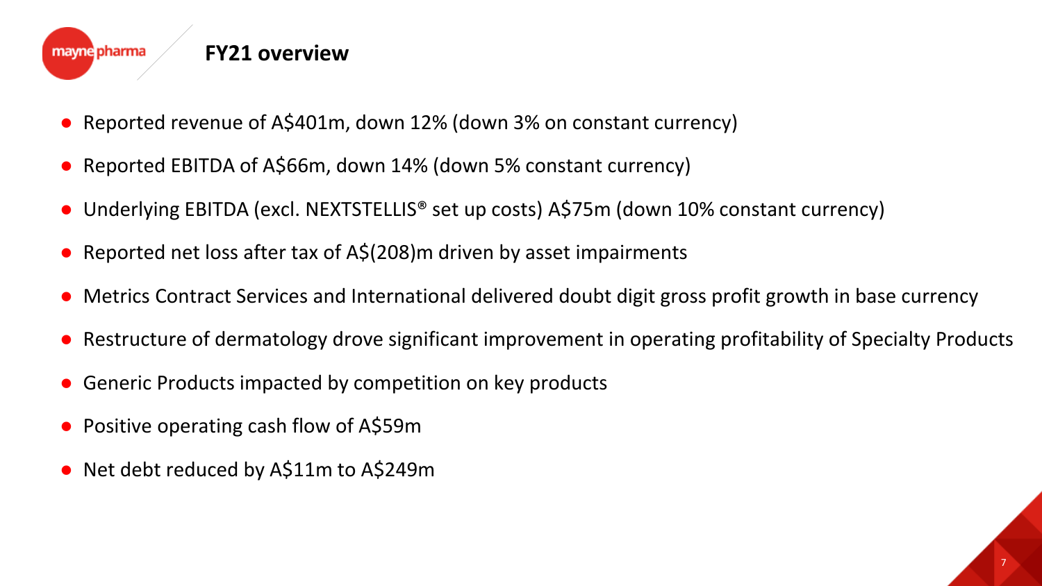# FY21 overview

- Reported revenue of A$401m, down 12% (down 3% on constant currency)
- Reported EBITDA of A$66m, down 14% (down 5% constant currency)
- Underlying EBITDA (excl. NEXTSTELLIS® set up costs) A$75m (down 10% constant currency)
- Reported net loss after tax of A$(208)m driven by asset impairments
- Metrics Contract Services and International delivered doubt digit gross profit growth in base currency
- Restructure of dermatology drove significant improvement in operating profitability of Specialty Products
- Generic Products impacted by competition on key products
- Positive operating cash flow of A$59m
- Net debt reduced by A$11m to A$249m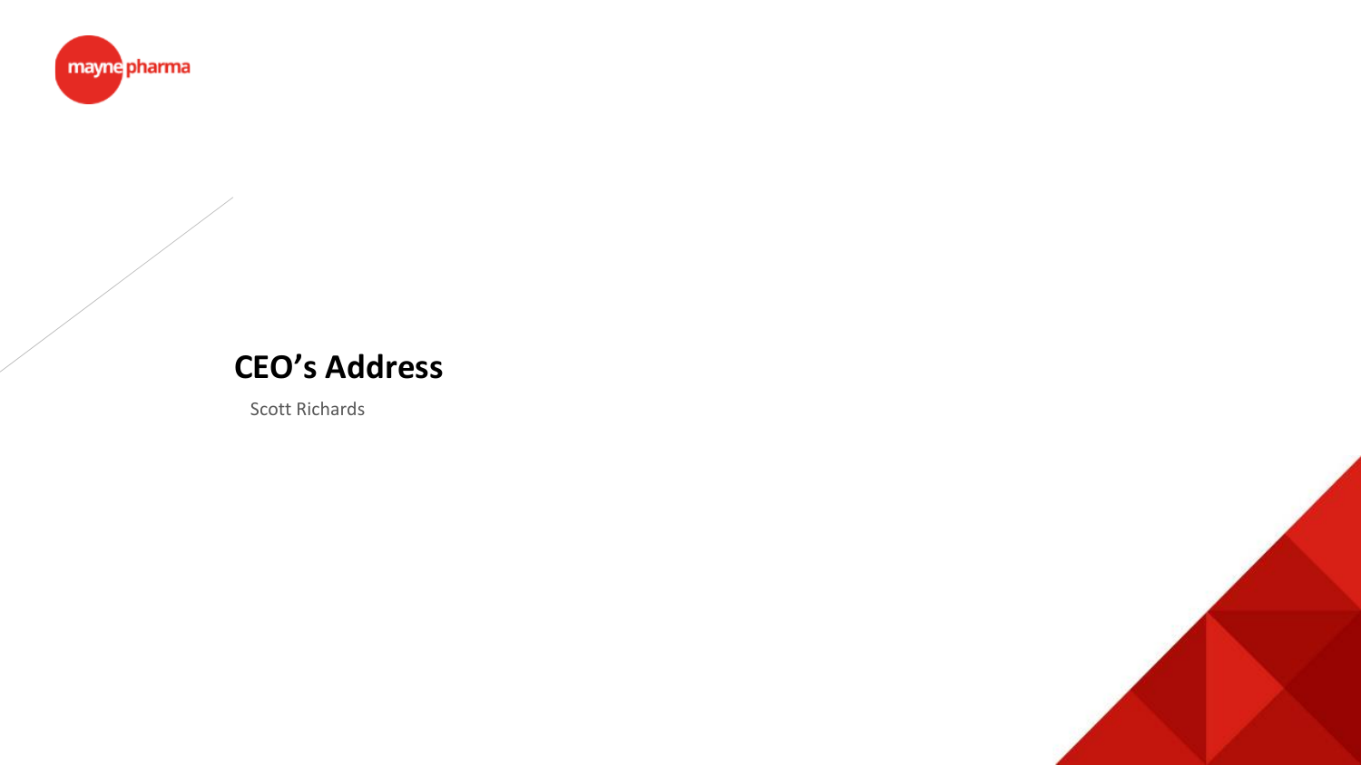# CEO's Address

Scott Richards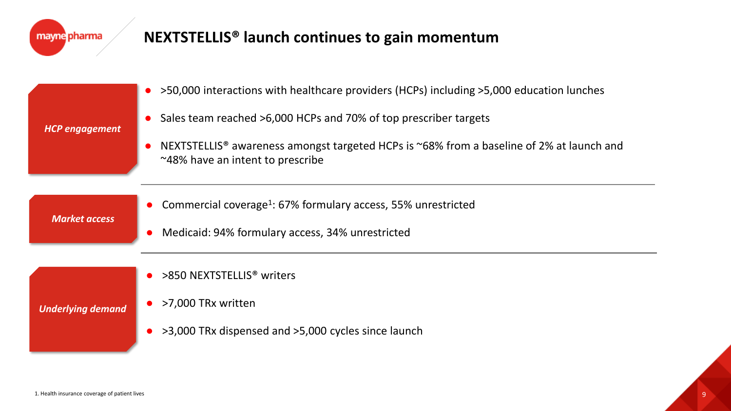# NEXTSTELLIS® launch continues to gain momentum

### *HCP engagement*

- >50,000 interactions with healthcare providers (HCPs) including >5,000 education lunches
- Sales team reached >6,000 HCPs and 70% of top prescriber targets
- NEXTSTELLIS® awareness amongst targeted HCPs is ~68% from a baseline of 2% at launch and ~48% have an intent to prescribe

### *Market access*

- Commercial coverage[1]: 67% formulary access, 55% unrestricted
- Medicaid: 94% formulary access, 34% unrestricted

### *Underlying demand*

- >850 NEXTSTELLIS® writers
- >7,000 TRx written
- >3,000 TRx dispensed and >5,000 cycles since launch

1. Health insurance coverage of patient lives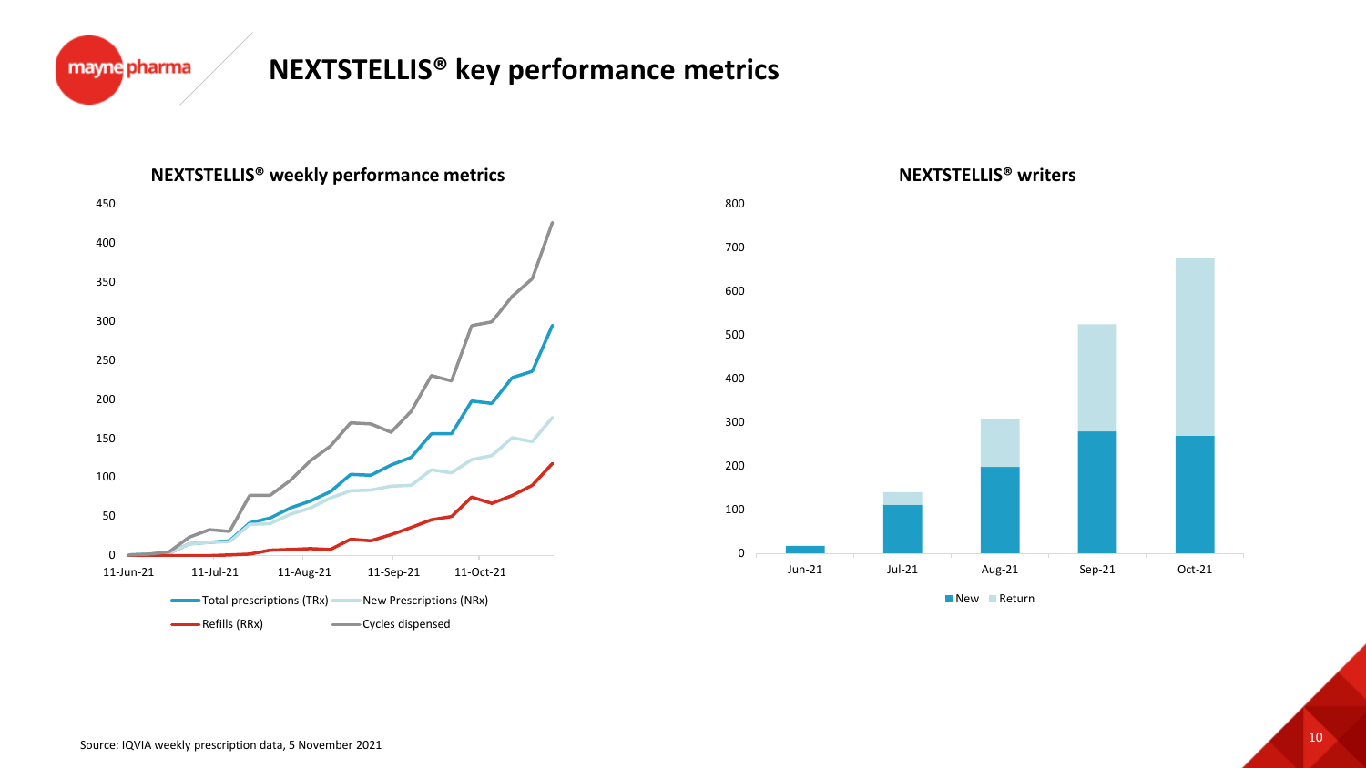# NEXTSTELLIS® key performance metrics

## NEXTSTELLIS® weekly performance metrics

450
400
350
300
250
200
150
100
50
0

11-Jun-21
11-Jul-21
11-Aug-21
11-Sep-21
11-Oct-21

Total prescriptions (TRx)
New Prescriptions (NRx)
Refills (RRx)
Cycles dispensed

## NEXTSTELLIS® writers

800
700
600
500
400
300
200
100
0

Jun-21
Jul-21
Aug-21
Sep-21
Oct-21

New
Return

Source: IQVIA weekly prescription data, 5 November 2021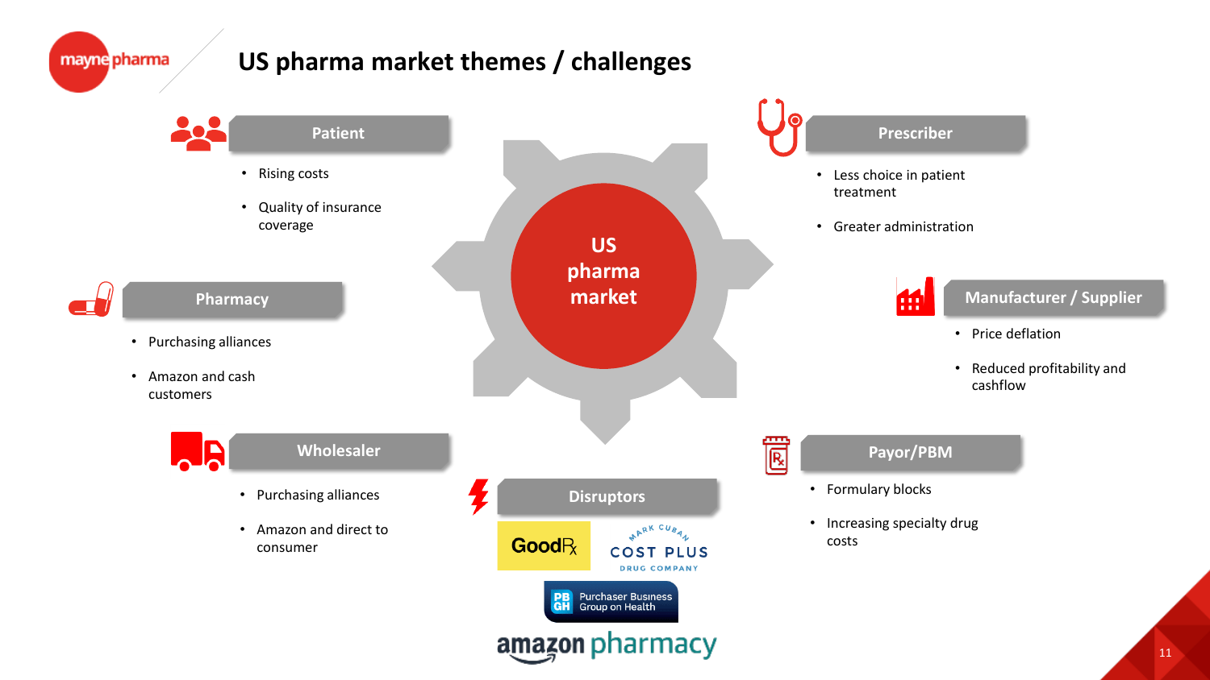# US pharma market themes / challenges

**US pharma market**

## Patient

- Rising costs
- Quality of insurance coverage

## Prescriber

- Less choice in patient treatment
- Greater administration

## Pharmacy

- Purchasing alliances
- Amazon and cash customers

## Manufacturer / Supplier

- Price deflation
- Reduced profitability and cashflow

## Wholesaler

- Purchasing alliances
- Amazon and direct to consumer

## Payor/PBM

- Formulary blocks
- Increasing specialty drug costs

## Disruptors

GoodRx

Mark Cuban Cost Plus Drug Company

PBGH Purchaser Business Group on Health

amazon pharmacy